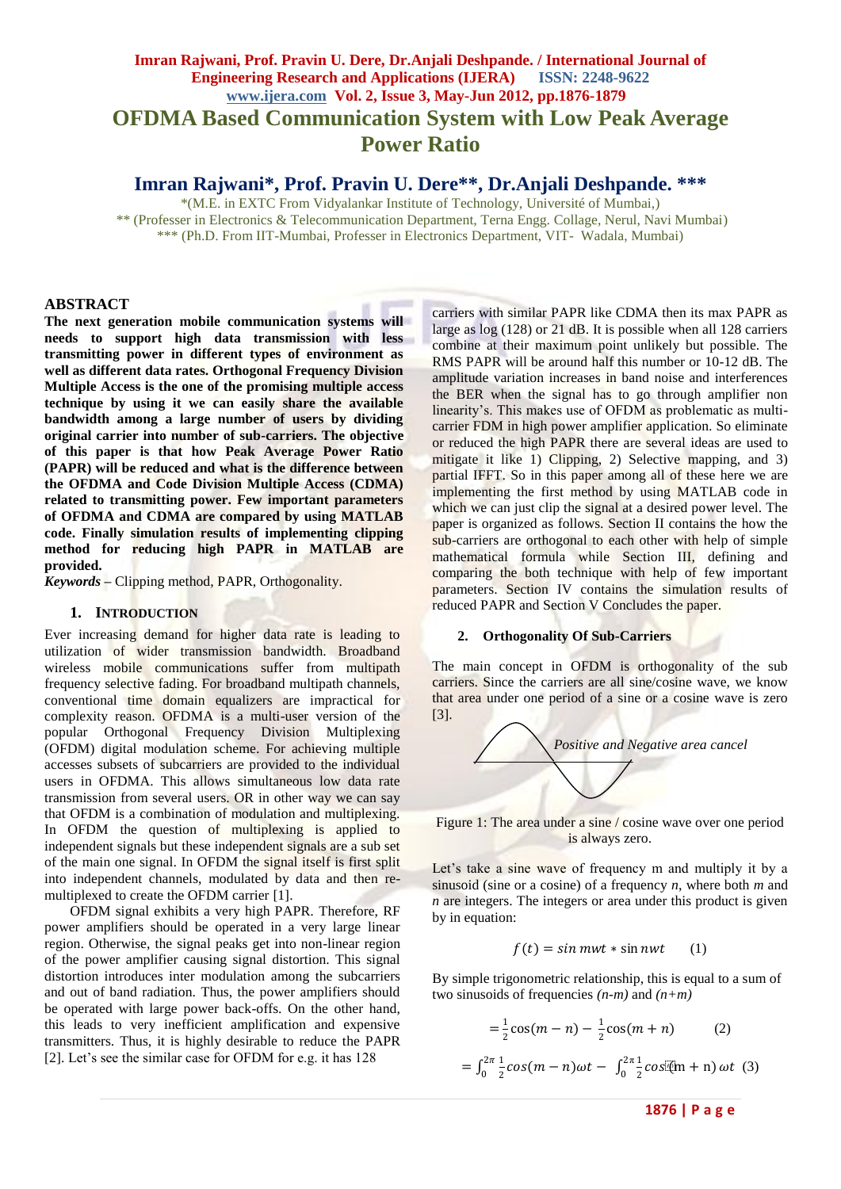# OFDMA Based Communication System with Low Peak Average Power Ratio

## Imran Rajwani*, Prof. Pravin U. Dere**, Dr.Anjali Deshpande. ***

*(M.E. in EXTC From Vidyalankar Institute of Technology, Université of Mumbai,)
** (Professer in Electronics & Telecommunication Department, Terna Engg. Collage, Nerul, Navi Mumbai)
*** (Ph.D. From IIT-Mumbai, Professer in Electronics Department, VIT- Wadala, Mumbai)

## ABSTRACT

**The next generation mobile communication systems will needs to support high data transmission with less transmitting power in different types of environment as well as different data rates. Orthogonal Frequency Division Multiple Access is the one of the promising multiple access technique by using it we can easily share the available bandwidth among a large number of users by dividing original carrier into number of sub-carriers. The objective of this paper is that how Peak Average Power Ratio (PAPR) will be reduced and what is the difference between the OFDMA and Code Division Multiple Access (CDMA) related to transmitting power. Few important parameters of OFDMA and CDMA are compared by using MATLAB code. Finally simulation results of implementing clipping method for reducing high PAPR in MATLAB are provided.**

***Keywords*** – Clipping method, PAPR, Orthogonality.

### 1. INTRODUCTION

Ever increasing demand for higher data rate is leading to utilization of wider transmission bandwidth. Broadband wireless mobile communications suffer from multipath frequency selective fading. For broadband multipath channels, conventional time domain equalizers are impractical for complexity reason. OFDMA is a multi-user version of the popular Orthogonal Frequency Division Multiplexing (OFDM) digital modulation scheme. For achieving multiple accesses subsets of subcarriers are provided to the individual users in OFDMA. This allows simultaneous low data rate transmission from several users. OR in other way we can say that OFDM is a combination of modulation and multiplexing. In OFDM the question of multiplexing is applied to independent signals but these independent signals are a sub set of the main one signal. In OFDM the signal itself is first split into independent channels, modulated by data and then re-multiplexed to create the OFDM carrier [1].

OFDM signal exhibits a very high PAPR. Therefore, RF power amplifiers should be operated in a very large linear region. Otherwise, the signal peaks get into non-linear region of the power amplifier causing signal distortion. This signal distortion introduces inter modulation among the subcarriers and out of band radiation. Thus, the power amplifiers should be operated with large power back-offs. On the other hand, this leads to very inefficient amplification and expensive transmitters. Thus, it is highly desirable to reduce the PAPR [2]. Let's see the similar case for OFDM for e.g. it has 128 carriers with similar PAPR like CDMA then its max PAPR as large as log (128) or 21 dB. It is possible when all 128 carriers combine at their maximum point unlikely but possible. The RMS PAPR will be around half this number or 10-12 dB. The amplitude variation increases in band noise and interferences the BER when the signal has to go through amplifier non linearity's. This makes use of OFDM as problematic as multi-carrier FDM in high power amplifier application. So eliminate or reduced the high PAPR there are several ideas are used to mitigate it like 1) Clipping, 2) Selective mapping, and 3) partial IFFT. So in this paper among all of these here we are implementing the first method by using MATLAB code in which we can just clip the signal at a desired power level. The paper is organized as follows. Section II contains the how the sub-carriers are orthogonal to each other with help of simple mathematical formula while Section III, defining and comparing the both technique with help of few important parameters. Section IV contains the simulation results of reduced PAPR and Section V Concludes the paper.

### 2. Orthogonality Of Sub-Carriers

The main concept in OFDM is orthogonality of the sub carriers. Since the carriers are all sine/cosine wave, we know that area under one period of a sine or a cosine wave is zero [3].

*Positive and Negative area cancel*

Figure 1: The area under a sine / cosine wave over one period is always zero.

Let's take a sine wave of frequency m and multiply it by a sinusoid (sine or a cosine) of a frequency *n*, where both *m* and *n* are integers. The integers or area under this product is given by in equation:

$$f(t) = \sin mwt * \sin nwt \qquad (1)$$

By simple trigonometric relationship, this is equal to a sum of two sinusoids of frequencies *(n-m)* and *(n+m)*

$$= \frac{1}{2}\cos(m-n) - \frac{1}{2}\cos(m+n) \qquad (2)$$

$$= \int_0^{2\pi} \frac{1}{2}\cos(m-n)\omega t - \int_0^{2\pi} \frac{1}{2}\cos(m+n)\,\omega t \quad (3)$$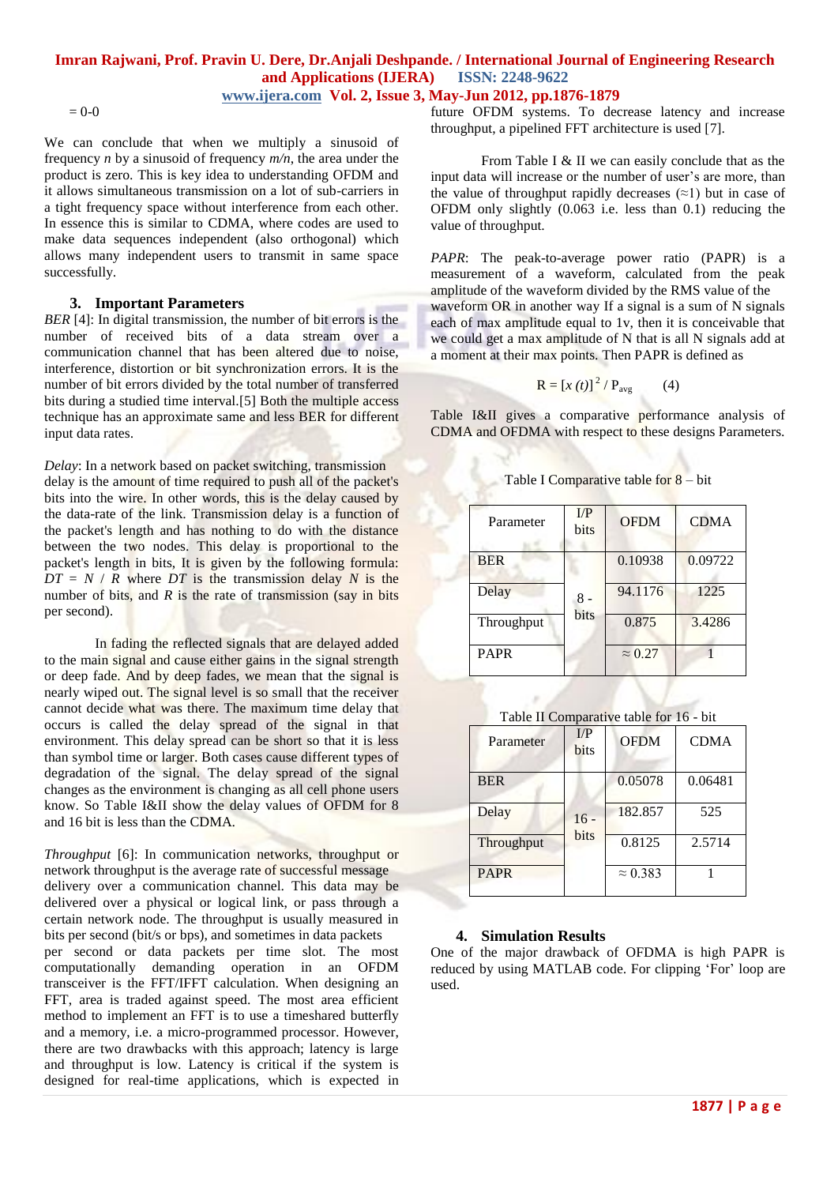= 0-0

We can conclude that when we multiply a sinusoid of frequency $n$ by a sinusoid of frequency $m/n$, the area under the product is zero. This is key idea to understanding OFDM and it allows simultaneous transmission on a lot of sub-carriers in a tight frequency space without interference from each other. In essence this is similar to CDMA, where codes are used to make data sequences independent (also orthogonal) which allows many independent users to transmit in same space successfully.

## 3. Important Parameters

*BER* [4]: In digital transmission, the number of bit errors is the number of received bits of a data stream over a communication channel that has been altered due to noise, interference, distortion or bit synchronization errors. It is the number of bit errors divided by the total number of transferred bits during a studied time interval.[5] Both the multiple access technique has an approximate same and less BER for different input data rates.

*Delay*: In a network based on packet switching, transmission delay is the amount of time required to push all of the packet's bits into the wire. In other words, this is the delay caused by the data-rate of the link. Transmission delay is a function of the packet's length and has nothing to do with the distance between the two nodes. This delay is proportional to the packet's length in bits, It is given by the following formula: $DT = N / R$ where $DT$ is the transmission delay $N$ is the number of bits, and $R$ is the rate of transmission (say in bits per second).

In fading the reflected signals that are delayed added to the main signal and cause either gains in the signal strength or deep fade. And by deep fades, we mean that the signal is nearly wiped out. The signal level is so small that the receiver cannot decide what was there. The maximum time delay that occurs is called the delay spread of the signal in that environment. This delay spread can be short so that it is less than symbol time or larger. Both cases cause different types of degradation of the signal. The delay spread of the signal changes as the environment is changing as all cell phone users know. So Table I&II show the delay values of OFDM for 8 and 16 bit is less than the CDMA.

*Throughput* [6]: In communication networks, throughput or network throughput is the average rate of successful message delivery over a communication channel. This data may be delivered over a physical or logical link, or pass through a certain network node. The throughput is usually measured in bits per second (bit/s or bps), and sometimes in data packets per second or data packets per time slot. The most computationally demanding operation in an OFDM transceiver is the FFT/IFFT calculation. When designing an FFT, area is traded against speed. The most area efficient method to implement an FFT is to use a timeshared butterfly and a memory, i.e. a micro-programmed processor. However, there are two drawbacks with this approach; latency is large and throughput is low. Latency is critical if the system is designed for real-time applications, which is expected in future OFDM systems. To decrease latency and increase throughput, a pipelined FFT architecture is used [7].

From Table I & II we can easily conclude that as the input data will increase or the number of user's are more, than the value of throughput rapidly decreases (≈1) but in case of OFDM only slightly (0.063 i.e. less than 0.1) reducing the value of throughput.

*PAPR*: The peak-to-average power ratio (PAPR) is a measurement of a waveform, calculated from the peak amplitude of the waveform divided by the RMS value of the waveform OR in another way If a signal is a sum of N signals each of max amplitude equal to 1v, then it is conceivable that we could get a max amplitude of N that is all N signals add at a moment at their max points. Then PAPR is defined as

$$R = [x(t)]^2 / P_{avg} \qquad (4)$$

Table I&II gives a comparative performance analysis of CDMA and OFDMA with respect to these designs Parameters.

Table I Comparative table for 8 – bit

| Parameter | I/P bits | OFDM | CDMA |
|---|---|---|---|
| BER | 8 - bits | 0.10938 | 0.09722 |
| Delay | | 94.1176 | 1225 |
| Throughput | | 0.875 | 3.4286 |
| PAPR | | ≈ 0.27 | 1 |

Table II Comparative table for 16 - bit

| Parameter | I/P bits | OFDM | CDMA |
|---|---|---|---|
| BER | 16 - bits | 0.05078 | 0.06481 |
| Delay | | 182.857 | 525 |
| Throughput | | 0.8125 | 2.5714 |
| PAPR | | ≈ 0.383 | 1 |

## 4. Simulation Results

One of the major drawback of OFDMA is high PAPR is reduced by using MATLAB code. For clipping 'For' loop are used.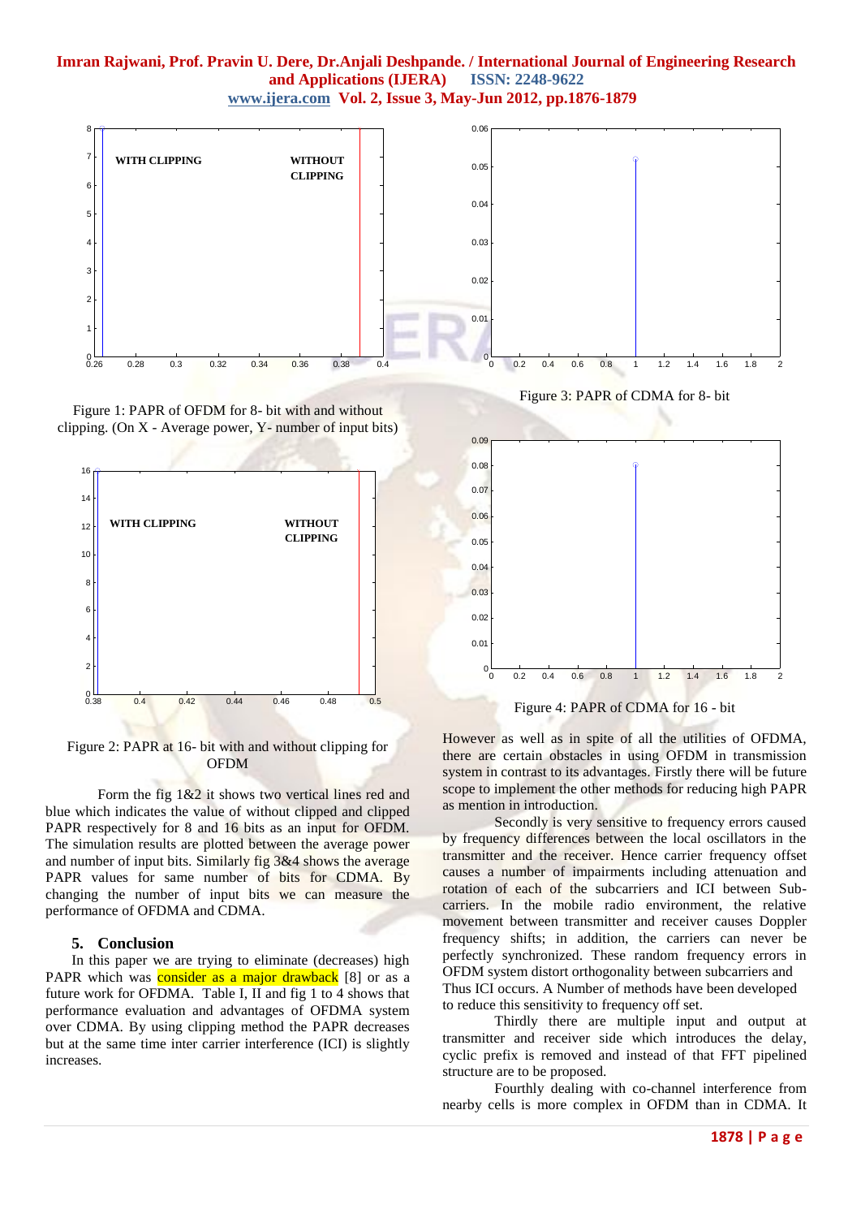Figure 1: PAPR of OFDM for 8- bit with and without clipping. (On X - Average power, Y- number of input bits)

Figure 2: PAPR at 16- bit with and without clipping for OFDM

Form the fig 1&2 it shows two vertical lines red and blue which indicates the value of without clipped and clipped PAPR respectively for 8 and 16 bits as an input for OFDM. The simulation results are plotted between the average power and number of input bits. Similarly fig 3&4 shows the average PAPR values for same number of bits for CDMA. By changing the number of input bits we can measure the performance of OFDMA and CDMA.

## 5. Conclusion

In this paper we are trying to eliminate (decreases) high PAPR which was consider as a major drawback [8] or as a future work for OFDMA. Table I, II and fig 1 to 4 shows that performance evaluation and advantages of OFDMA system over CDMA. By using clipping method the PAPR decreases but at the same time inter carrier interference (ICI) is slightly increases.

Figure 3: PAPR of CDMA for 8- bit

Figure 4: PAPR of CDMA for 16 - bit

However as well as in spite of all the utilities of OFDMA, there are certain obstacles in using OFDM in transmission system in contrast to its advantages. Firstly there will be future scope to implement the other methods for reducing high PAPR as mention in introduction.

Secondly is very sensitive to frequency errors caused by frequency differences between the local oscillators in the transmitter and the receiver. Hence carrier frequency offset causes a number of impairments including attenuation and rotation of each of the subcarriers and ICI between Sub-carriers. In the mobile radio environment, the relative movement between transmitter and receiver causes Doppler frequency shifts; in addition, the carriers can never be perfectly synchronized. These random frequency errors in OFDM system distort orthogonality between subcarriers and Thus ICI occurs. A Number of methods have been developed to reduce this sensitivity to frequency off set.

Thirdly there are multiple input and output at transmitter and receiver side which introduces the delay, cyclic prefix is removed and instead of that FFT pipelined structure are to be proposed.

Fourthly dealing with co-channel interference from nearby cells is more complex in OFDM than in CDMA. It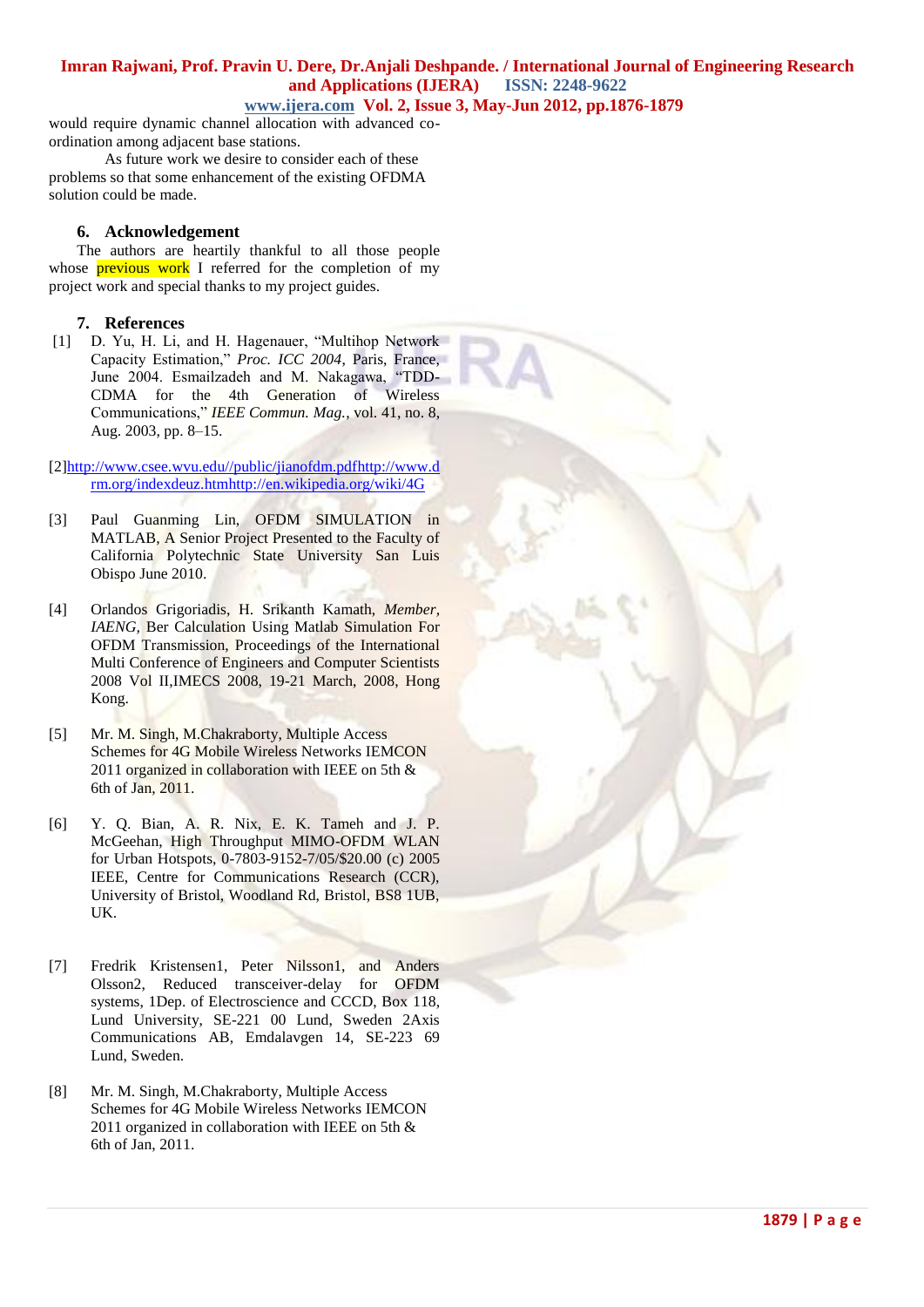would require dynamic channel allocation with advanced co-ordination among adjacent base stations.

As future work we desire to consider each of these problems so that some enhancement of the existing OFDMA solution could be made.

## 6. Acknowledgement

The authors are heartily thankful to all those people whose previous work I referred for the completion of my project work and special thanks to my project guides.

## 7. References

[1] D. Yu, H. Li, and H. Hagenauer, "Multihop Network Capacity Estimation," *Proc. ICC 2004*, Paris, France, June 2004. Esmailzadeh and M. Nakagawa, "TDD-CDMA for the 4th Generation of Wireless Communications," *IEEE Commun. Mag.*, vol. 41, no. 8, Aug. 2003, pp. 8–15.

[2] http://www.csee.wvu.edu//public/jianofdm.pdfhttp://www.drm.org/indexdeuz.htmhttp://en.wikipedia.org/wiki/4G

[3] Paul Guanming Lin, OFDM SIMULATION in MATLAB, A Senior Project Presented to the Faculty of California Polytechnic State University San Luis Obispo June 2010.

[4] Orlandos Grigoriadis, H. Srikanth Kamath, *Member, IAENG*, Ber Calculation Using Matlab Simulation For OFDM Transmission, Proceedings of the International Multi Conference of Engineers and Computer Scientists 2008 Vol II,IMECS 2008, 19-21 March, 2008, Hong Kong.

[5] Mr. M. Singh, M.Chakraborty, Multiple Access Schemes for 4G Mobile Wireless Networks IEMCON 2011 organized in collaboration with IEEE on 5th & 6th of Jan, 2011.

[6] Y. Q. Bian, A. R. Nix, E. K. Tameh and J. P. McGeehan, High Throughput MIMO-OFDM WLAN for Urban Hotspots, 0-7803-9152-7/05/$20.00 (c) 2005 IEEE, Centre for Communications Research (CCR), University of Bristol, Woodland Rd, Bristol, BS8 1UB, UK.

[7] Fredrik Kristensen1, Peter Nilsson1, and Anders Olsson2, Reduced transceiver-delay for OFDM systems, 1Dep. of Electroscience and CCCD, Box 118, Lund University, SE-221 00 Lund, Sweden 2Axis Communications AB, Emdalavgen 14, SE-223 69 Lund, Sweden.

[8] Mr. M. Singh, M.Chakraborty, Multiple Access Schemes for 4G Mobile Wireless Networks IEMCON 2011 organized in collaboration with IEEE on 5th & 6th of Jan, 2011.